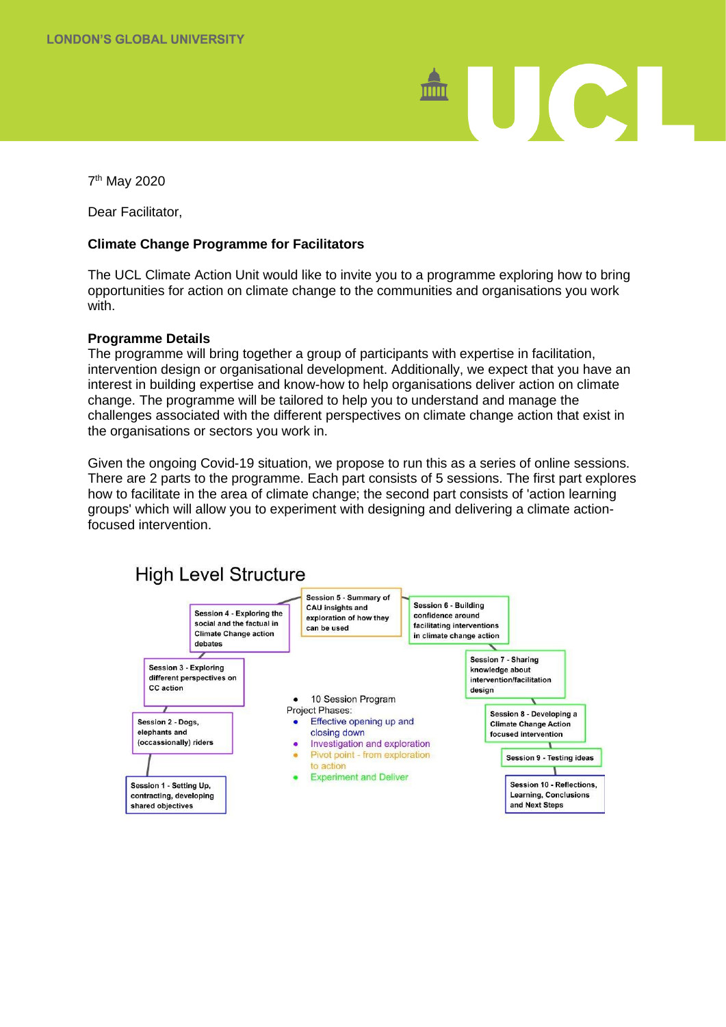LONDON'S GLOBAL UNIVERSITY

UCL

7th May 2020

Dear Facilitator,

**Climate Change Programme for Facilitators**

The UCL Climate Action Unit would like to invite you to a programme exploring how to bring opportunities for action on climate change to the communities and organisations you work with.

**Programme Details**

The programme will bring together a group of participants with expertise in facilitation, intervention design or organisational development. Additionally, we expect that you have an interest in building expertise and know-how to help organisations deliver action on climate change. The programme will be tailored to help you to understand and manage the challenges associated with the different perspectives on climate change action that exist in the organisations or sectors you work in.

Given the ongoing Covid-19 situation, we propose to run this as a series of online sessions. There are 2 parts to the programme. Each part consists of 5 sessions. The first part explores how to facilitate in the area of climate change; the second part consists of 'action learning groups' which will allow you to experiment with designing and delivering a climate action-focused intervention.

## High Level Structure

- 10 Session Program

Project Phases:

- Effective opening up and closing down
- Investigation and exploration
- Pivot point - from exploration to action
- Experiment and Deliver

Session 1 - Setting Up, contracting, developing shared objectives

Session 2 - Dogs, elephants and (occassionally) riders

Session 3 - Exploring different perspectives on CC action

Session 4 - Exploring the social and the factual in Climate Change action debates

Session 5 - Summary of CAU insights and exploration of how they can be used

Session 6 - Building confidence around facilitating interventions in climate change action

Session 7 - Sharing knowledge about intervention/facilitation design

Session 8 - Developing a Climate Change Action focused intervention

Session 9 - Testing ideas

Session 10 - Reflections, Learning, Conclusions and Next Steps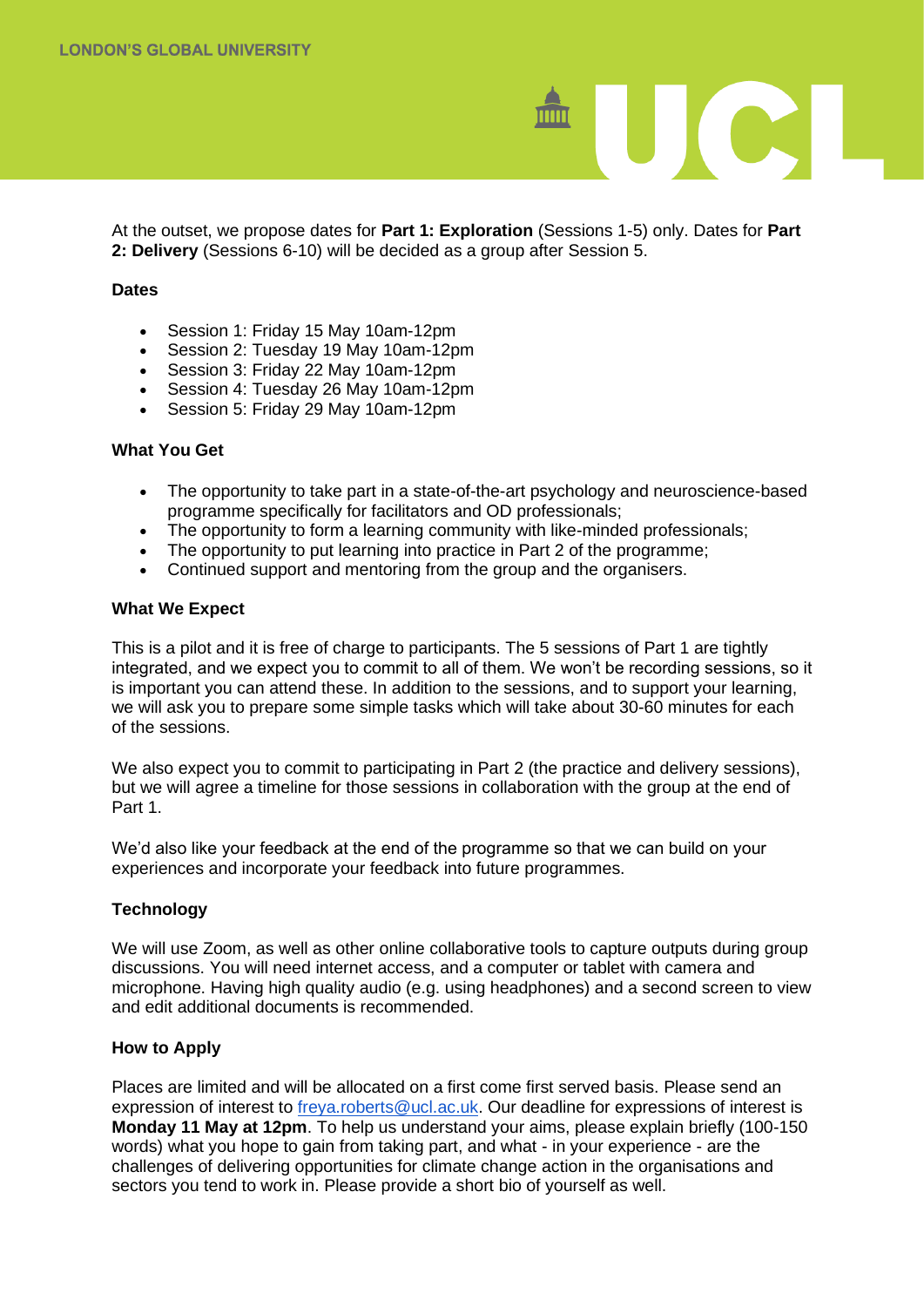At the outset, we propose dates for **Part 1: Exploration** (Sessions 1-5) only. Dates for **Part 2: Delivery** (Sessions 6-10) will be decided as a group after Session 5.

**Dates**

- Session 1: Friday 15 May 10am-12pm
- Session 2: Tuesday 19 May 10am-12pm
- Session 3: Friday 22 May 10am-12pm
- Session 4: Tuesday 26 May 10am-12pm
- Session 5: Friday 29 May 10am-12pm

**What You Get**

- The opportunity to take part in a state-of-the-art psychology and neuroscience-based programme specifically for facilitators and OD professionals;
- The opportunity to form a learning community with like-minded professionals;
- The opportunity to put learning into practice in Part 2 of the programme;
- Continued support and mentoring from the group and the organisers.

**What We Expect**

This is a pilot and it is free of charge to participants. The 5 sessions of Part 1 are tightly integrated, and we expect you to commit to all of them. We won't be recording sessions, so it is important you can attend these. In addition to the sessions, and to support your learning, we will ask you to prepare some simple tasks which will take about 30-60 minutes for each of the sessions.

We also expect you to commit to participating in Part 2 (the practice and delivery sessions), but we will agree a timeline for those sessions in collaboration with the group at the end of Part 1.

We'd also like your feedback at the end of the programme so that we can build on your experiences and incorporate your feedback into future programmes.

**Technology**

We will use Zoom, as well as other online collaborative tools to capture outputs during group discussions. You will need internet access, and a computer or tablet with camera and microphone. Having high quality audio (e.g. using headphones) and a second screen to view and edit additional documents is recommended.

**How to Apply**

Places are limited and will be allocated on a first come first served basis. Please send an expression of interest to [freya.roberts@ucl.ac.uk](mailto:freya.roberts@ucl.ac.uk). Our deadline for expressions of interest is **Monday 11 May at 12pm**. To help us understand your aims, please explain briefly (100-150 words) what you hope to gain from taking part, and what - in your experience - are the challenges of delivering opportunities for climate change action in the organisations and sectors you tend to work in. Please provide a short bio of yourself as well.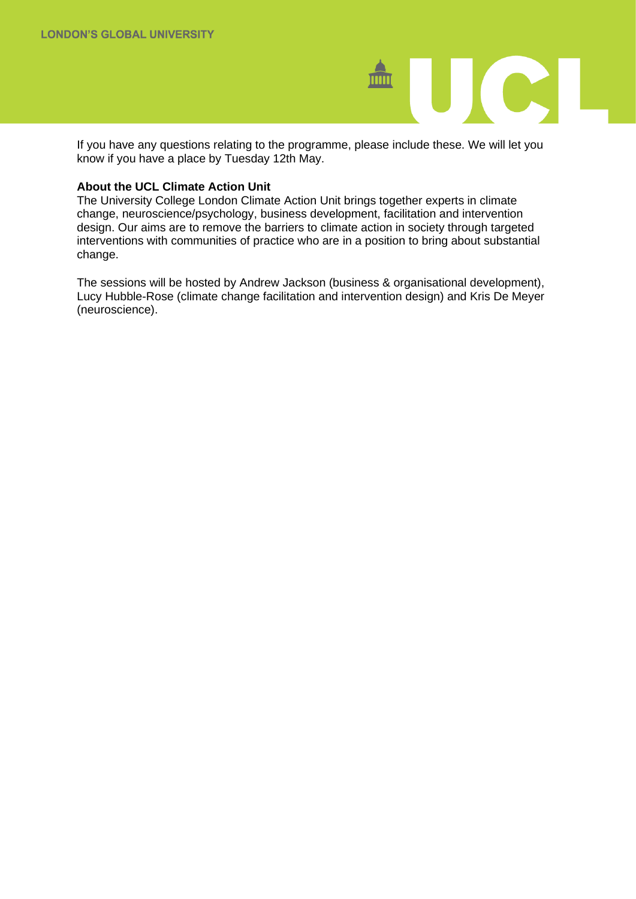If you have any questions relating to the programme, please include these. We will let you know if you have a place by Tuesday 12th May.

**About the UCL Climate Action Unit**
The University College London Climate Action Unit brings together experts in climate change, neuroscience/psychology, business development, facilitation and intervention design. Our aims are to remove the barriers to climate action in society through targeted interventions with communities of practice who are in a position to bring about substantial change.

The sessions will be hosted by Andrew Jackson (business & organisational development), Lucy Hubble-Rose (climate change facilitation and intervention design) and Kris De Meyer (neuroscience).